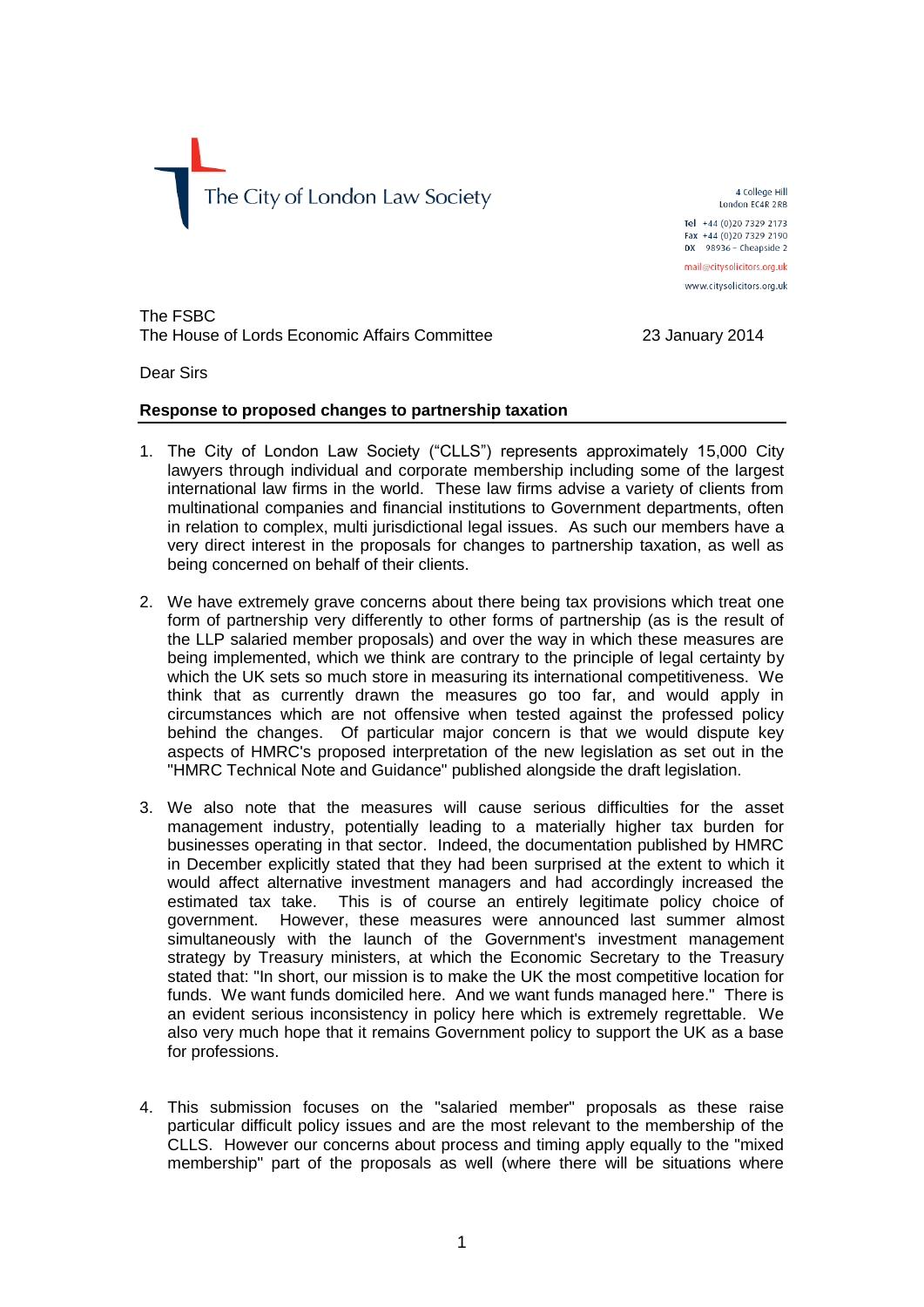The City of London Law Society

4 College Hill
London EC4R 2RB

Tel +44 (0)20 7329 2173
Fax +44 (0)20 7329 2190
DX 98936 – Cheapside 2

mail@citysolicitors.org.uk
www.citysolicitors.org.uk

The FSBC
The House of Lords Economic Affairs Committee

23 January 2014

Dear Sirs

**Response to proposed changes to partnership taxation**

1. The City of London Law Society ("CLLS") represents approximately 15,000 City lawyers through individual and corporate membership including some of the largest international law firms in the world. These law firms advise a variety of clients from multinational companies and financial institutions to Government departments, often in relation to complex, multi jurisdictional legal issues. As such our members have a very direct interest in the proposals for changes to partnership taxation, as well as being concerned on behalf of their clients.

2. We have extremely grave concerns about there being tax provisions which treat one form of partnership very differently to other forms of partnership (as is the result of the LLP salaried member proposals) and over the way in which these measures are being implemented, which we think are contrary to the principle of legal certainty by which the UK sets so much store in measuring its international competitiveness. We think that as currently drawn the measures go too far, and would apply in circumstances which are not offensive when tested against the professed policy behind the changes. Of particular major concern is that we would dispute key aspects of HMRC's proposed interpretation of the new legislation as set out in the "HMRC Technical Note and Guidance" published alongside the draft legislation.

3. We also note that the measures will cause serious difficulties for the asset management industry, potentially leading to a materially higher tax burden for businesses operating in that sector. Indeed, the documentation published by HMRC in December explicitly stated that they had been surprised at the extent to which it would affect alternative investment managers and had accordingly increased the estimated tax take. This is of course an entirely legitimate policy choice of government. However, these measures were announced last summer almost simultaneously with the launch of the Government's investment management strategy by Treasury ministers, at which the Economic Secretary to the Treasury stated that: "In short, our mission is to make the UK the most competitive location for funds. We want funds domiciled here. And we want funds managed here." There is an evident serious inconsistency in policy here which is extremely regrettable. We also very much hope that it remains Government policy to support the UK as a base for professions.

4. This submission focuses on the "salaried member" proposals as these raise particular difficult policy issues and are the most relevant to the membership of the CLLS. However our concerns about process and timing apply equally to the "mixed membership" part of the proposals as well (where there will be situations where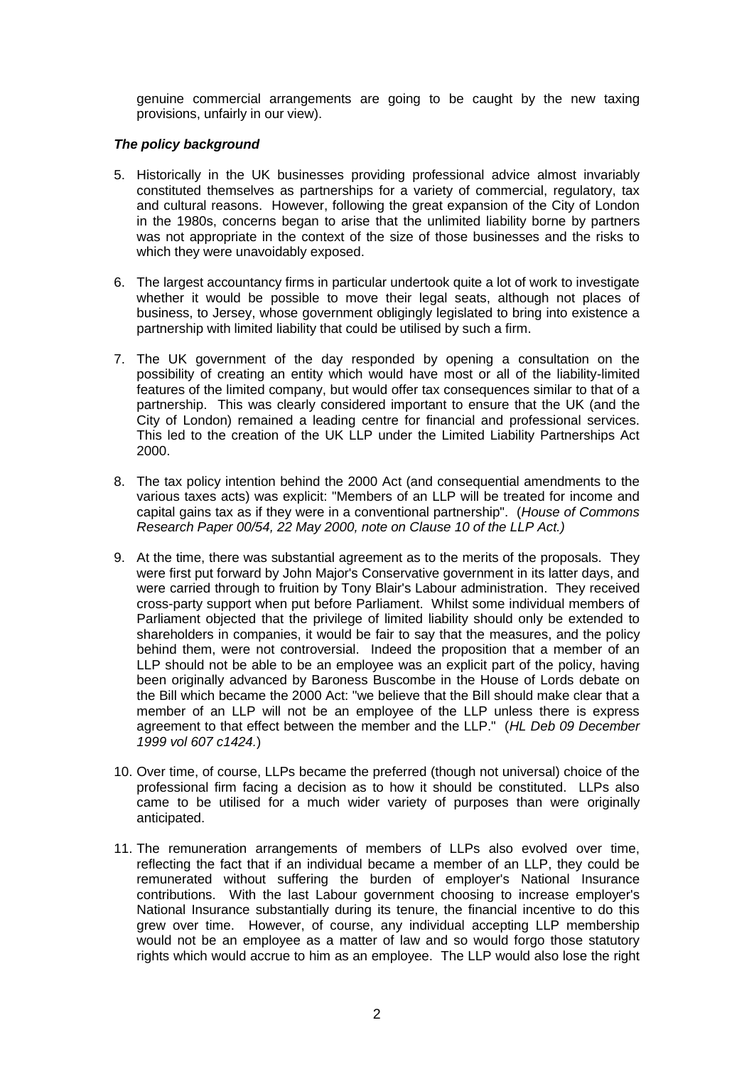genuine commercial arrangements are going to be caught by the new taxing provisions, unfairly in our view).

***The policy background***

5. Historically in the UK businesses providing professional advice almost invariably constituted themselves as partnerships for a variety of commercial, regulatory, tax and cultural reasons. However, following the great expansion of the City of London in the 1980s, concerns began to arise that the unlimited liability borne by partners was not appropriate in the context of the size of those businesses and the risks to which they were unavoidably exposed.

6. The largest accountancy firms in particular undertook quite a lot of work to investigate whether it would be possible to move their legal seats, although not places of business, to Jersey, whose government obligingly legislated to bring into existence a partnership with limited liability that could be utilised by such a firm.

7. The UK government of the day responded by opening a consultation on the possibility of creating an entity which would have most or all of the liability-limited features of the limited company, but would offer tax consequences similar to that of a partnership. This was clearly considered important to ensure that the UK (and the City of London) remained a leading centre for financial and professional services. This led to the creation of the UK LLP under the Limited Liability Partnerships Act 2000.

8. The tax policy intention behind the 2000 Act (and consequential amendments to the various taxes acts) was explicit: "Members of an LLP will be treated for income and capital gains tax as if they were in a conventional partnership". (*House of Commons Research Paper 00/54, 22 May 2000, note on Clause 10 of the LLP Act.)*

9. At the time, there was substantial agreement as to the merits of the proposals. They were first put forward by John Major's Conservative government in its latter days, and were carried through to fruition by Tony Blair's Labour administration. They received cross-party support when put before Parliament. Whilst some individual members of Parliament objected that the privilege of limited liability should only be extended to shareholders in companies, it would be fair to say that the measures, and the policy behind them, were not controversial. Indeed the proposition that a member of an LLP should not be able to be an employee was an explicit part of the policy, having been originally advanced by Baroness Buscombe in the House of Lords debate on the Bill which became the 2000 Act: "we believe that the Bill should make clear that a member of an LLP will not be an employee of the LLP unless there is express agreement to that effect between the member and the LLP." (*HL Deb 09 December 1999 vol 607 c1424.*)

10. Over time, of course, LLPs became the preferred (though not universal) choice of the professional firm facing a decision as to how it should be constituted. LLPs also came to be utilised for a much wider variety of purposes than were originally anticipated.

11. The remuneration arrangements of members of LLPs also evolved over time, reflecting the fact that if an individual became a member of an LLP, they could be remunerated without suffering the burden of employer's National Insurance contributions. With the last Labour government choosing to increase employer's National Insurance substantially during its tenure, the financial incentive to do this grew over time. However, of course, any individual accepting LLP membership would not be an employee as a matter of law and so would forgo those statutory rights which would accrue to him as an employee. The LLP would also lose the right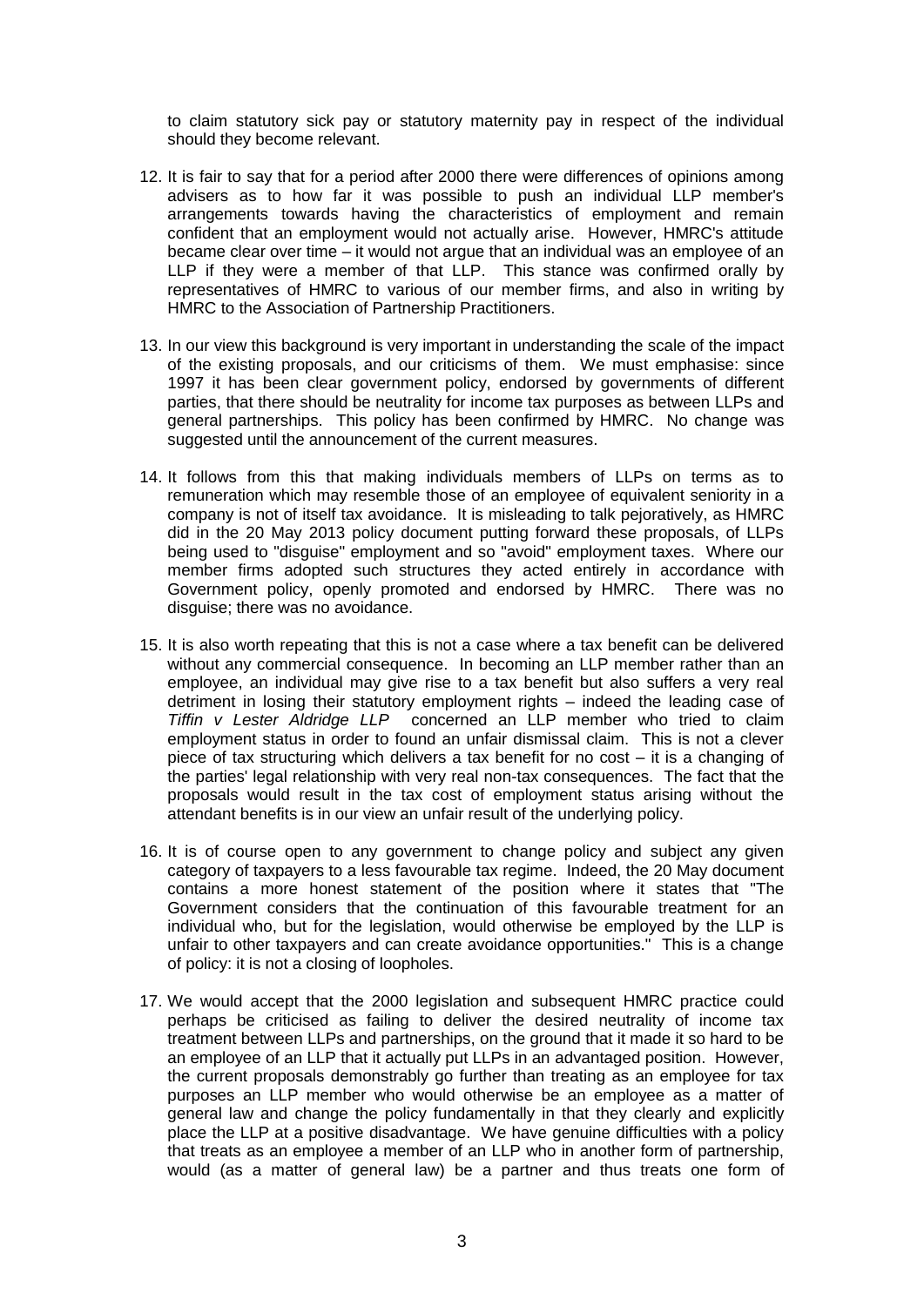to claim statutory sick pay or statutory maternity pay in respect of the individual should they become relevant.

12. It is fair to say that for a period after 2000 there were differences of opinions among advisers as to how far it was possible to push an individual LLP member's arrangements towards having the characteristics of employment and remain confident that an employment would not actually arise. However, HMRC's attitude became clear over time – it would not argue that an individual was an employee of an LLP if they were a member of that LLP. This stance was confirmed orally by representatives of HMRC to various of our member firms, and also in writing by HMRC to the Association of Partnership Practitioners.

13. In our view this background is very important in understanding the scale of the impact of the existing proposals, and our criticisms of them. We must emphasise: since 1997 it has been clear government policy, endorsed by governments of different parties, that there should be neutrality for income tax purposes as between LLPs and general partnerships. This policy has been confirmed by HMRC. No change was suggested until the announcement of the current measures.

14. It follows from this that making individuals members of LLPs on terms as to remuneration which may resemble those of an employee of equivalent seniority in a company is not of itself tax avoidance. It is misleading to talk pejoratively, as HMRC did in the 20 May 2013 policy document putting forward these proposals, of LLPs being used to "disguise" employment and so "avoid" employment taxes. Where our member firms adopted such structures they acted entirely in accordance with Government policy, openly promoted and endorsed by HMRC. There was no disguise; there was no avoidance.

15. It is also worth repeating that this is not a case where a tax benefit can be delivered without any commercial consequence. In becoming an LLP member rather than an employee, an individual may give rise to a tax benefit but also suffers a very real detriment in losing their statutory employment rights – indeed the leading case of *Tiffin v Lester Aldridge LLP* concerned an LLP member who tried to claim employment status in order to found an unfair dismissal claim. This is not a clever piece of tax structuring which delivers a tax benefit for no cost – it is a changing of the parties' legal relationship with very real non-tax consequences. The fact that the proposals would result in the tax cost of employment status arising without the attendant benefits is in our view an unfair result of the underlying policy.

16. It is of course open to any government to change policy and subject any given category of taxpayers to a less favourable tax regime. Indeed, the 20 May document contains a more honest statement of the position where it states that "The Government considers that the continuation of this favourable treatment for an individual who, but for the legislation, would otherwise be employed by the LLP is unfair to other taxpayers and can create avoidance opportunities." This is a change of policy: it is not a closing of loopholes.

17. We would accept that the 2000 legislation and subsequent HMRC practice could perhaps be criticised as failing to deliver the desired neutrality of income tax treatment between LLPs and partnerships, on the ground that it made it so hard to be an employee of an LLP that it actually put LLPs in an advantaged position. However, the current proposals demonstrably go further than treating as an employee for tax purposes an LLP member who would otherwise be an employee as a matter of general law and change the policy fundamentally in that they clearly and explicitly place the LLP at a positive disadvantage. We have genuine difficulties with a policy that treats as an employee a member of an LLP who in another form of partnership, would (as a matter of general law) be a partner and thus treats one form of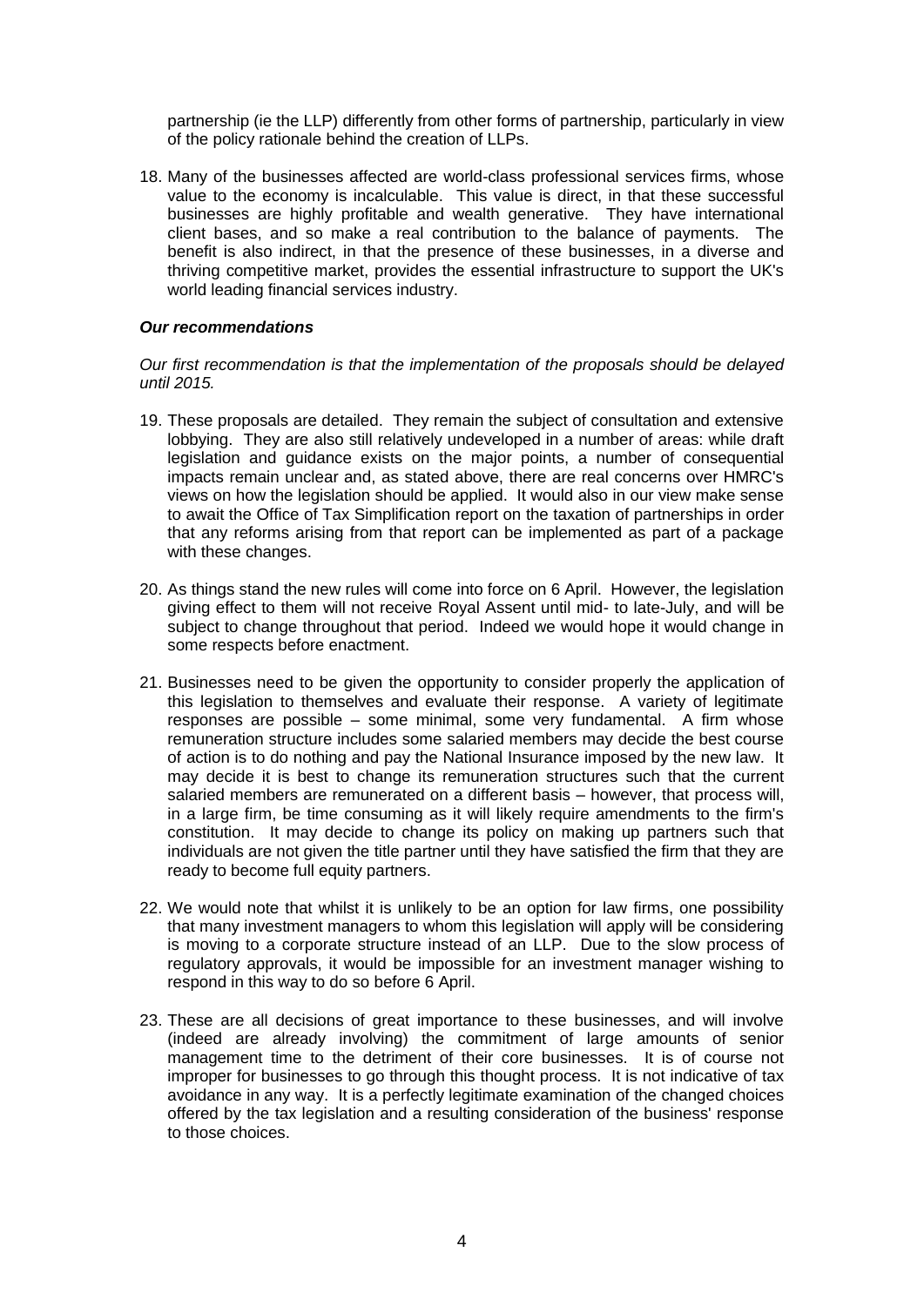partnership (ie the LLP) differently from other forms of partnership, particularly in view of the policy rationale behind the creation of LLPs.

18. Many of the businesses affected are world-class professional services firms, whose value to the economy is incalculable. This value is direct, in that these successful businesses are highly profitable and wealth generative. They have international client bases, and so make a real contribution to the balance of payments. The benefit is also indirect, in that the presence of these businesses, in a diverse and thriving competitive market, provides the essential infrastructure to support the UK's world leading financial services industry.

***Our recommendations***

*Our first recommendation is that the implementation of the proposals should be delayed until 2015.*

19. These proposals are detailed. They remain the subject of consultation and extensive lobbying. They are also still relatively undeveloped in a number of areas: while draft legislation and guidance exists on the major points, a number of consequential impacts remain unclear and, as stated above, there are real concerns over HMRC's views on how the legislation should be applied. It would also in our view make sense to await the Office of Tax Simplification report on the taxation of partnerships in order that any reforms arising from that report can be implemented as part of a package with these changes.

20. As things stand the new rules will come into force on 6 April. However, the legislation giving effect to them will not receive Royal Assent until mid- to late-July, and will be subject to change throughout that period. Indeed we would hope it would change in some respects before enactment.

21. Businesses need to be given the opportunity to consider properly the application of this legislation to themselves and evaluate their response. A variety of legitimate responses are possible – some minimal, some very fundamental. A firm whose remuneration structure includes some salaried members may decide the best course of action is to do nothing and pay the National Insurance imposed by the new law. It may decide it is best to change its remuneration structures such that the current salaried members are remunerated on a different basis – however, that process will, in a large firm, be time consuming as it will likely require amendments to the firm's constitution. It may decide to change its policy on making up partners such that individuals are not given the title partner until they have satisfied the firm that they are ready to become full equity partners.

22. We would note that whilst it is unlikely to be an option for law firms, one possibility that many investment managers to whom this legislation will apply will be considering is moving to a corporate structure instead of an LLP. Due to the slow process of regulatory approvals, it would be impossible for an investment manager wishing to respond in this way to do so before 6 April.

23. These are all decisions of great importance to these businesses, and will involve (indeed are already involving) the commitment of large amounts of senior management time to the detriment of their core businesses. It is of course not improper for businesses to go through this thought process. It is not indicative of tax avoidance in any way. It is a perfectly legitimate examination of the changed choices offered by the tax legislation and a resulting consideration of the business' response to those choices.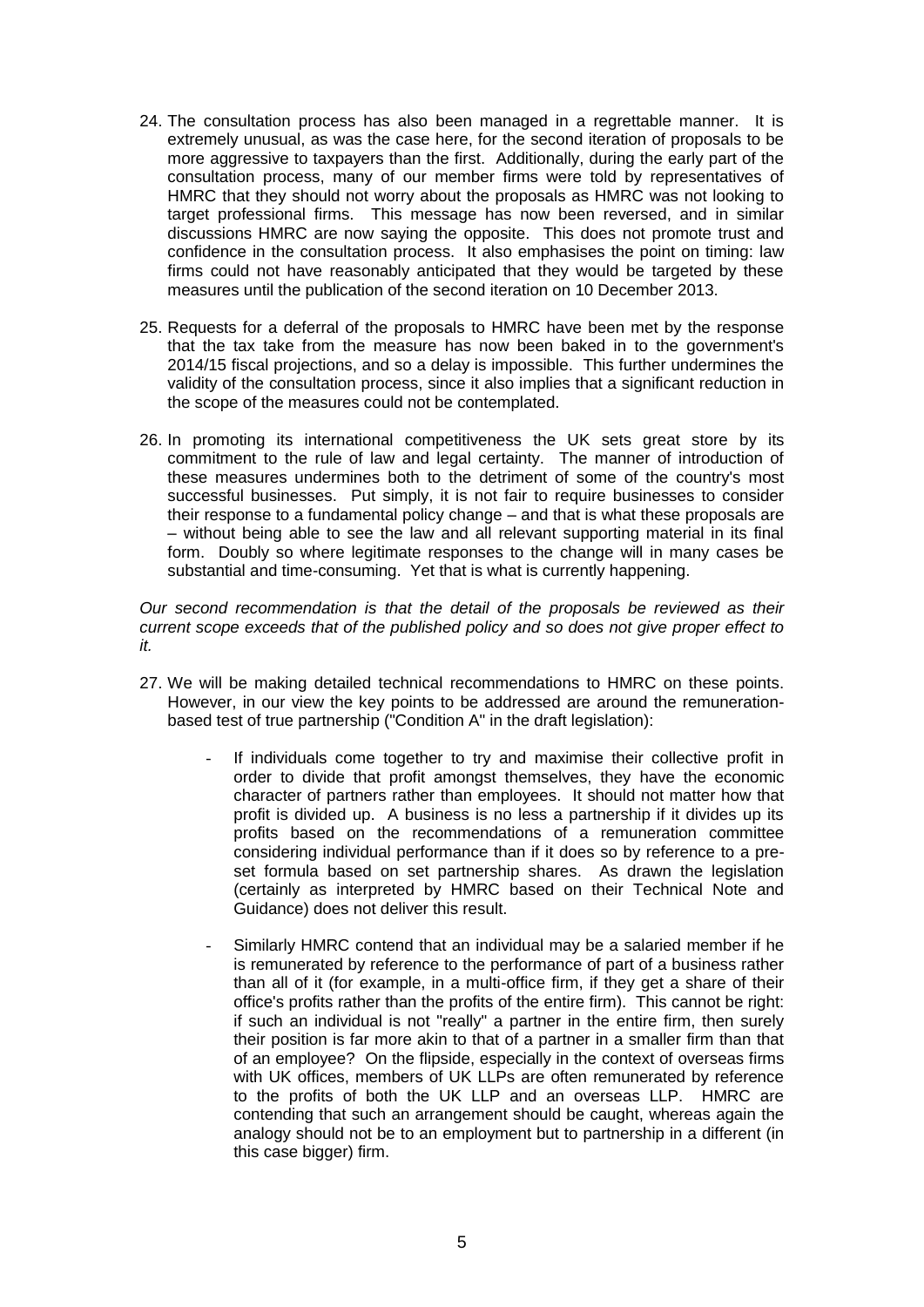24. The consultation process has also been managed in a regrettable manner. It is extremely unusual, as was the case here, for the second iteration of proposals to be more aggressive to taxpayers than the first. Additionally, during the early part of the consultation process, many of our member firms were told by representatives of HMRC that they should not worry about the proposals as HMRC was not looking to target professional firms. This message has now been reversed, and in similar discussions HMRC are now saying the opposite. This does not promote trust and confidence in the consultation process. It also emphasises the point on timing: law firms could not have reasonably anticipated that they would be targeted by these measures until the publication of the second iteration on 10 December 2013.

25. Requests for a deferral of the proposals to HMRC have been met by the response that the tax take from the measure has now been baked in to the government's 2014/15 fiscal projections, and so a delay is impossible. This further undermines the validity of the consultation process, since it also implies that a significant reduction in the scope of the measures could not be contemplated.

26. In promoting its international competitiveness the UK sets great store by its commitment to the rule of law and legal certainty. The manner of introduction of these measures undermines both to the detriment of some of the country's most successful businesses. Put simply, it is not fair to require businesses to consider their response to a fundamental policy change – and that is what these proposals are – without being able to see the law and all relevant supporting material in its final form. Doubly so where legitimate responses to the change will in many cases be substantial and time-consuming. Yet that is what is currently happening.

*Our second recommendation is that the detail of the proposals be reviewed as their current scope exceeds that of the published policy and so does not give proper effect to it.*

27. We will be making detailed technical recommendations to HMRC on these points. However, in our view the key points to be addressed are around the remuneration-based test of true partnership ("Condition A" in the draft legislation):

    - If individuals come together to try and maximise their collective profit in order to divide that profit amongst themselves, they have the economic character of partners rather than employees. It should not matter how that profit is divided up. A business is no less a partnership if it divides up its profits based on the recommendations of a remuneration committee considering individual performance than if it does so by reference to a pre-set formula based on set partnership shares. As drawn the legislation (certainly as interpreted by HMRC based on their Technical Note and Guidance) does not deliver this result.

    - Similarly HMRC contend that an individual may be a salaried member if he is remunerated by reference to the performance of part of a business rather than all of it (for example, in a multi-office firm, if they get a share of their office's profits rather than the profits of the entire firm). This cannot be right: if such an individual is not "really" a partner in the entire firm, then surely their position is far more akin to that of a partner in a smaller firm than that of an employee? On the flipside, especially in the context of overseas firms with UK offices, members of UK LLPs are often remunerated by reference to the profits of both the UK LLP and an overseas LLP. HMRC are contending that such an arrangement should be caught, whereas again the analogy should not be to an employment but to partnership in a different (in this case bigger) firm.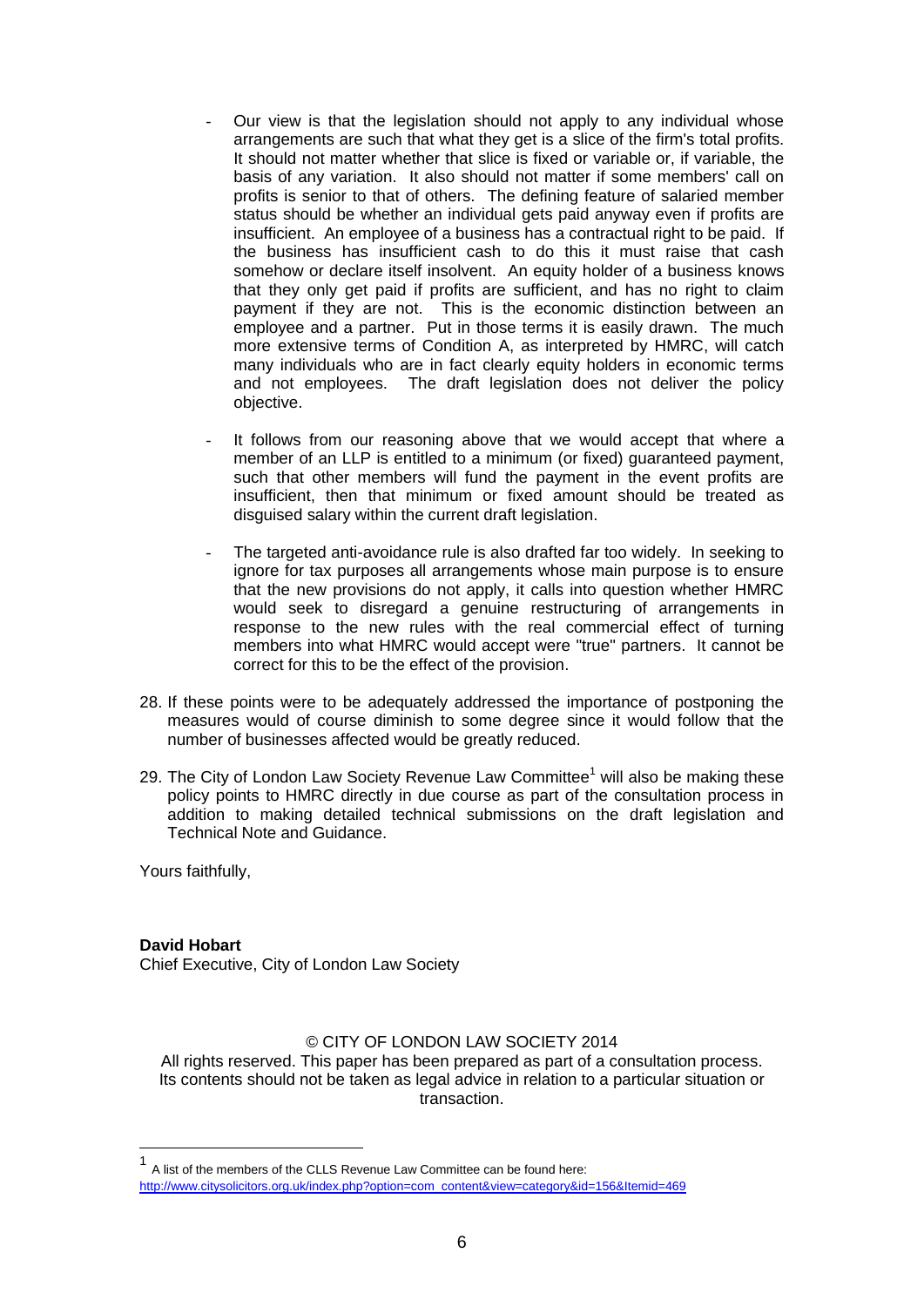- Our view is that the legislation should not apply to any individual whose arrangements are such that what they get is a slice of the firm's total profits. It should not matter whether that slice is fixed or variable or, if variable, the basis of any variation. It also should not matter if some members' call on profits is senior to that of others. The defining feature of salaried member status should be whether an individual gets paid anyway even if profits are insufficient. An employee of a business has a contractual right to be paid. If the business has insufficient cash to do this it must raise that cash somehow or declare itself insolvent. An equity holder of a business knows that they only get paid if profits are sufficient, and has no right to claim payment if they are not. This is the economic distinction between an employee and a partner. Put in those terms it is easily drawn. The much more extensive terms of Condition A, as interpreted by HMRC, will catch many individuals who are in fact clearly equity holders in economic terms and not employees. The draft legislation does not deliver the policy objective.

- It follows from our reasoning above that we would accept that where a member of an LLP is entitled to a minimum (or fixed) guaranteed payment, such that other members will fund the payment in the event profits are insufficient, then that minimum or fixed amount should be treated as disguised salary within the current draft legislation.

- The targeted anti-avoidance rule is also drafted far too widely. In seeking to ignore for tax purposes all arrangements whose main purpose is to ensure that the new provisions do not apply, it calls into question whether HMRC would seek to disregard a genuine restructuring of arrangements in response to the new rules with the real commercial effect of turning members into what HMRC would accept were "true" partners. It cannot be correct for this to be the effect of the provision.

28. If these points were to be adequately addressed the importance of postponing the measures would of course diminish to some degree since it would follow that the number of businesses affected would be greatly reduced.

29. The City of London Law Society Revenue Law Committee[1] will also be making these policy points to HMRC directly in due course as part of the consultation process in addition to making detailed technical submissions on the draft legislation and Technical Note and Guidance.

Yours faithfully,

**David Hobart**
Chief Executive, City of London Law Society

© CITY OF LONDON LAW SOCIETY 2014
All rights reserved. This paper has been prepared as part of a consultation process. Its contents should not be taken as legal advice in relation to a particular situation or transaction.

---

[1] A list of the members of the CLLS Revenue Law Committee can be found here: http://www.citysolicitors.org.uk/index.php?option=com_content&view=category&id=156&Itemid=469